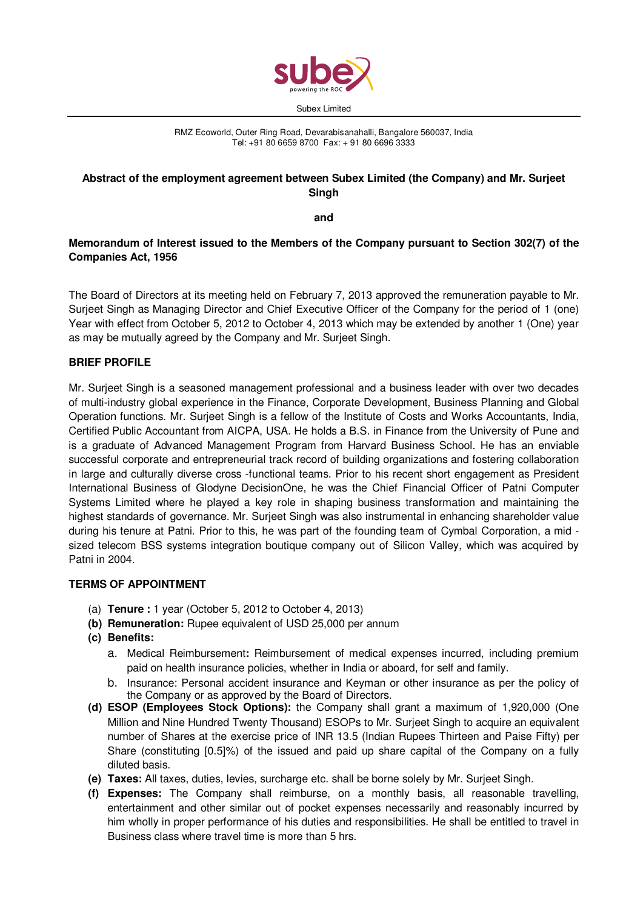Subex Limited

RMZ Ecoworld, Outer Ring Road, Devarabisanahalli, Bangalore 560037, India
Tel: +91 80 6659 8700 Fax: + 91 80 6696 3333

**Abstract of the employment agreement between Subex Limited (the Company) and Mr. Surjeet Singh**

**and**

**Memorandum of Interest issued to the Members of the Company pursuant to Section 302(7) of the Companies Act, 1956**

The Board of Directors at its meeting held on February 7, 2013 approved the remuneration payable to Mr. Surjeet Singh as Managing Director and Chief Executive Officer of the Company for the period of 1 (one) Year with effect from October 5, 2012 to October 4, 2013 which may be extended by another 1 (One) year as may be mutually agreed by the Company and Mr. Surjeet Singh.

**BRIEF PROFILE**

Mr. Surjeet Singh is a seasoned management professional and a business leader with over two decades of multi-industry global experience in the Finance, Corporate Development, Business Planning and Global Operation functions. Mr. Surjeet Singh is a fellow of the Institute of Costs and Works Accountants, India, Certified Public Accountant from AICPA, USA. He holds a B.S. in Finance from the University of Pune and is a graduate of Advanced Management Program from Harvard Business School. He has an enviable successful corporate and entrepreneurial track record of building organizations and fostering collaboration in large and culturally diverse cross -functional teams. Prior to his recent short engagement as President International Business of Glodyne DecisionOne, he was the Chief Financial Officer of Patni Computer Systems Limited where he played a key role in shaping business transformation and maintaining the highest standards of governance. Mr. Surjeet Singh was also instrumental in enhancing shareholder value during his tenure at Patni. Prior to this, he was part of the founding team of Cymbal Corporation, a mid - sized telecom BSS systems integration boutique company out of Silicon Valley, which was acquired by Patni in 2004.

**TERMS OF APPOINTMENT**

(a) **Tenure :** 1 year (October 5, 2012 to October 4, 2013)

**(b) Remuneration:** Rupee equivalent of USD 25,000 per annum

**(c) Benefits:**

a. Medical Reimbursement**:** Reimbursement of medical expenses incurred, including premium paid on health insurance policies, whether in India or aboard, for self and family.

b. Insurance: Personal accident insurance and Keyman or other insurance as per the policy of the Company or as approved by the Board of Directors.

**(d) ESOP (Employees Stock Options):** the Company shall grant a maximum of 1,920,000 (One Million and Nine Hundred Twenty Thousand) ESOPs to Mr. Surjeet Singh to acquire an equivalent number of Shares at the exercise price of INR 13.5 (Indian Rupees Thirteen and Paise Fifty) per Share (constituting [0.5]%) of the issued and paid up share capital of the Company on a fully diluted basis.

**(e) Taxes:** All taxes, duties, levies, surcharge etc. shall be borne solely by Mr. Surjeet Singh.

**(f) Expenses:** The Company shall reimburse, on a monthly basis, all reasonable travelling, entertainment and other similar out of pocket expenses necessarily and reasonably incurred by him wholly in proper performance of his duties and responsibilities. He shall be entitled to travel in Business class where travel time is more than 5 hrs.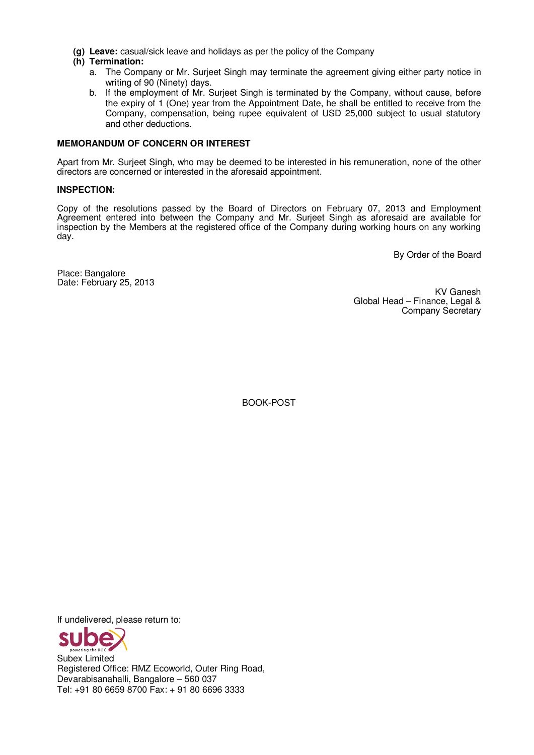**(g) Leave:** casual/sick leave and holidays as per the policy of the Company

**(h) Termination:**

a. The Company or Mr. Surjeet Singh may terminate the agreement giving either party notice in writing of 90 (Ninety) days.

b. If the employment of Mr. Surjeet Singh is terminated by the Company, without cause, before the expiry of 1 (One) year from the Appointment Date, he shall be entitled to receive from the Company, compensation, being rupee equivalent of USD 25,000 subject to usual statutory and other deductions.

**MEMORANDUM OF CONCERN OR INTEREST**

Apart from Mr. Surjeet Singh, who may be deemed to be interested in his remuneration, none of the other directors are concerned or interested in the aforesaid appointment.

**INSPECTION:**

Copy of the resolutions passed by the Board of Directors on February 07, 2013 and Employment Agreement entered into between the Company and Mr. Surjeet Singh as aforesaid are available for inspection by the Members at the registered office of the Company during working hours on any working day.

By Order of the Board

Place: Bangalore
Date: February 25, 2013

KV Ganesh
Global Head – Finance, Legal &
Company Secretary

BOOK-POST

If undelivered, please return to:

subex powering the ROC

Subex Limited
Registered Office: RMZ Ecoworld, Outer Ring Road,
Devarabisanahalli, Bangalore – 560 037
Tel: +91 80 6659 8700 Fax: + 91 80 6696 3333